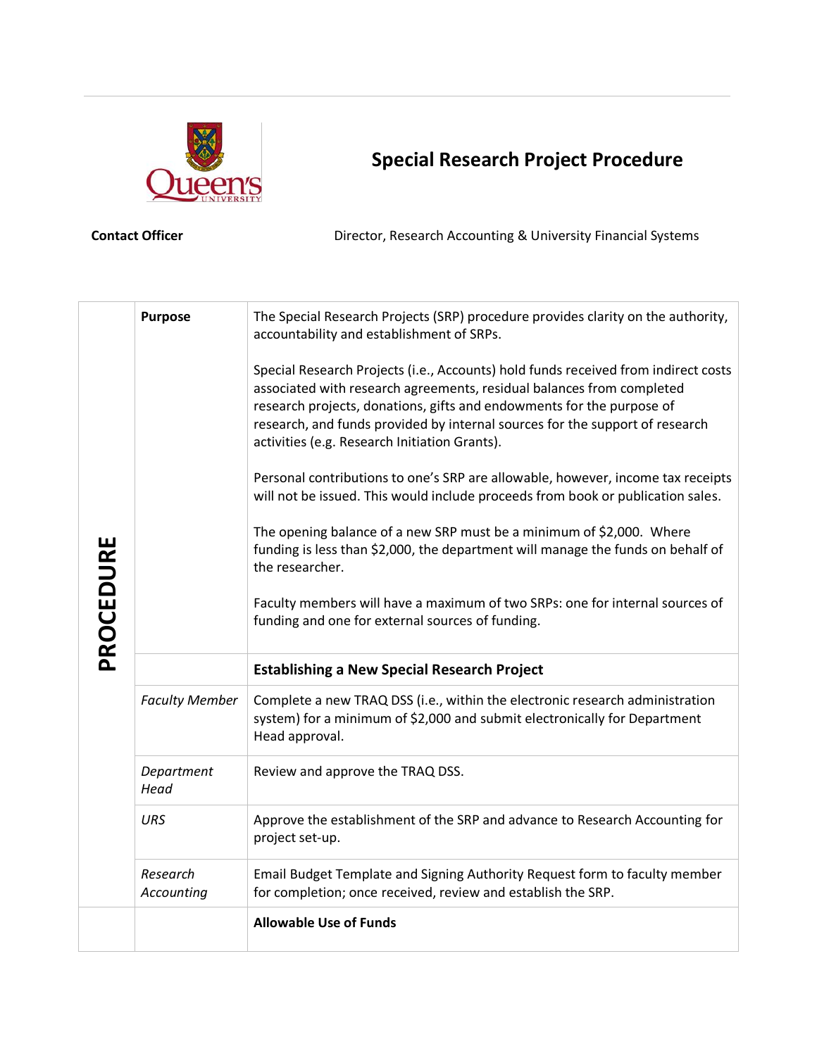# Special Research Project Procedure

**Contact Officer** Director, Research Accounting & University Financial Systems

| PROCEDURE | | |
|---|---|---|
| | **Purpose** | The Special Research Projects (SRP) procedure provides clarity on the authority, accountability and establishment of SRPs.<br><br>Special Research Projects (i.e., Accounts) hold funds received from indirect costs associated with research agreements, residual balances from completed research projects, donations, gifts and endowments for the purpose of research, and funds provided by internal sources for the support of research activities (e.g. Research Initiation Grants).<br><br>Personal contributions to one's SRP are allowable, however, income tax receipts will not be issued. This would include proceeds from book or publication sales.<br><br>The opening balance of a new SRP must be a minimum of $2,000. Where funding is less than $2,000, the department will manage the funds on behalf of the researcher.<br><br>Faculty members will have a maximum of two SRPs: one for internal sources of funding and one for external sources of funding. |
| | | **Establishing a New Special Research Project** |
| | *Faculty Member* | Complete a new TRAQ DSS (i.e., within the electronic research administration system) for a minimum of $2,000 and submit electronically for Department Head approval. |
| | *Department Head* | Review and approve the TRAQ DSS. |
| | *URS* | Approve the establishment of the SRP and advance to Research Accounting for project set-up. |
| | *Research Accounting* | Email Budget Template and Signing Authority Request form to faculty member for completion; once received, review and establish the SRP. |
| | | **Allowable Use of Funds** |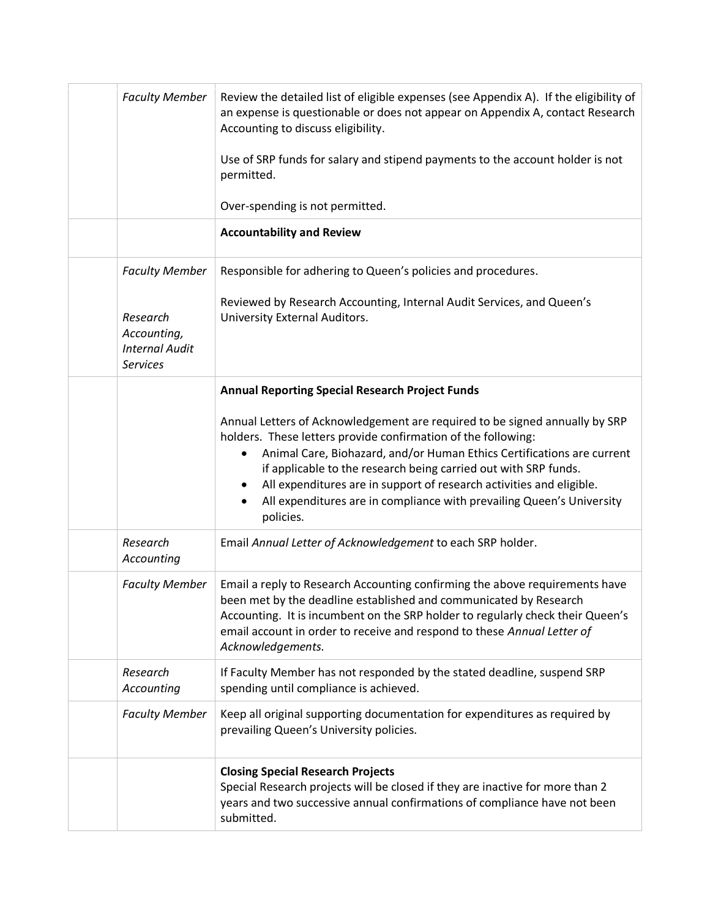|  |  |  |
|---|---|---|
|  | *Faculty Member* | Review the detailed list of eligible expenses (see Appendix A). If the eligibility of an expense is questionable or does not appear on Appendix A, contact Research Accounting to discuss eligibility.<br><br>Use of SRP funds for salary and stipend payments to the account holder is not permitted.<br><br>Over-spending is not permitted. |
|  |  | **Accountability and Review** |
|  | *Faculty Member*<br><br>*Research Accounting, Internal Audit Services* | Responsible for adhering to Queen's policies and procedures.<br><br>Reviewed by Research Accounting, Internal Audit Services, and Queen's University External Auditors. |
|  |  | **Annual Reporting Special Research Project Funds**<br><br>Annual Letters of Acknowledgement are required to be signed annually by SRP holders. These letters provide confirmation of the following:<br>• Animal Care, Biohazard, and/or Human Ethics Certifications are current if applicable to the research being carried out with SRP funds.<br>• All expenditures are in support of research activities and eligible.<br>• All expenditures are in compliance with prevailing Queen's University policies. |
|  | *Research Accounting* | Email *Annual Letter of Acknowledgement* to each SRP holder. |
|  | *Faculty Member* | Email a reply to Research Accounting confirming the above requirements have been met by the deadline established and communicated by Research Accounting. It is incumbent on the SRP holder to regularly check their Queen's email account in order to receive and respond to these *Annual Letter of Acknowledgements.* |
|  | *Research Accounting* | If Faculty Member has not responded by the stated deadline, suspend SRP spending until compliance is achieved. |
|  | *Faculty Member* | Keep all original supporting documentation for expenditures as required by prevailing Queen's University policies. |
|  |  | **Closing Special Research Projects**<br>Special Research projects will be closed if they are inactive for more than 2 years and two successive annual confirmations of compliance have not been submitted. |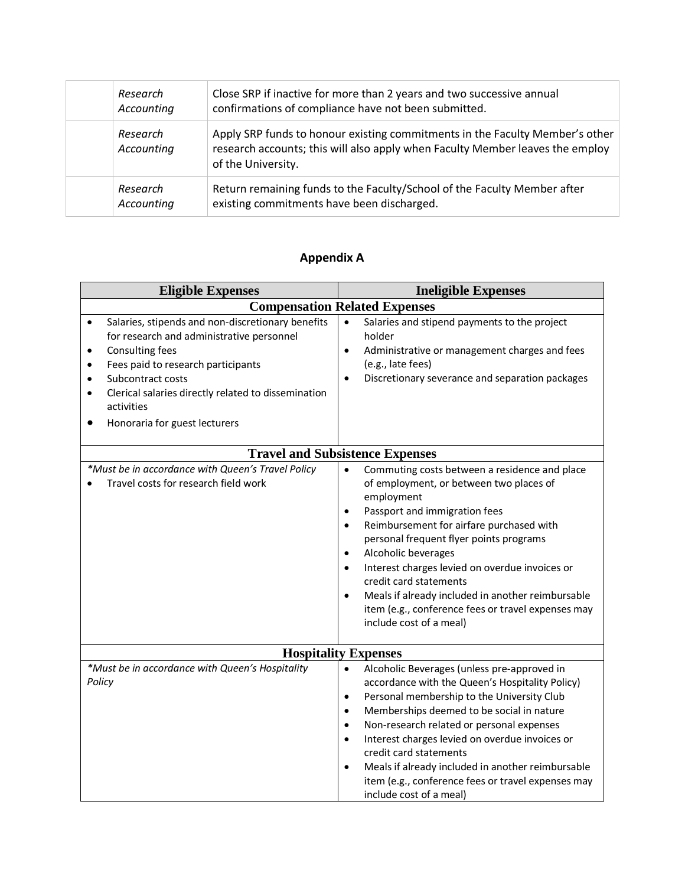|  | *Research Accounting* | Close SRP if inactive for more than 2 years and two successive annual confirmations of compliance have not been submitted. |
|---|---|---|
|  | *Research Accounting* | Apply SRP funds to honour existing commitments in the Faculty Member's other research accounts; this will also apply when Faculty Member leaves the employ of the University. |
|  | *Research Accounting* | Return remaining funds to the Faculty/School of the Faculty Member after existing commitments have been discharged. |

## Appendix A

| Eligible Expenses | Ineligible Expenses |
|---|---|
| **Compensation Related Expenses** | |
| • Salaries, stipends and non-discretionary benefits for research and administrative personnel<br>• Consulting fees<br>• Fees paid to research participants<br>• Subcontract costs<br>• Clerical salaries directly related to dissemination activities<br>• Honoraria for guest lecturers | • Salaries and stipend payments to the project holder<br>• Administrative or management charges and fees (e.g., late fees)<br>• Discretionary severance and separation packages |
| **Travel and Subsistence Expenses** | |
| *\*Must be in accordance with Queen's Travel Policy*<br>• Travel costs for research field work | • Commuting costs between a residence and place of employment, or between two places of employment<br>• Passport and immigration fees<br>• Reimbursement for airfare purchased with personal frequent flyer points programs<br>• Alcoholic beverages<br>• Interest charges levied on overdue invoices or credit card statements<br>• Meals if already included in another reimbursable item (e.g., conference fees or travel expenses may include cost of a meal) |
| **Hospitality Expenses** | |
| *\*Must be in accordance with Queen's Hospitality Policy* | • Alcoholic Beverages (unless pre-approved in accordance with the Queen's Hospitality Policy)<br>• Personal membership to the University Club<br>• Memberships deemed to be social in nature<br>• Non-research related or personal expenses<br>• Interest charges levied on overdue invoices or credit card statements<br>• Meals if already included in another reimbursable item (e.g., conference fees or travel expenses may include cost of a meal) |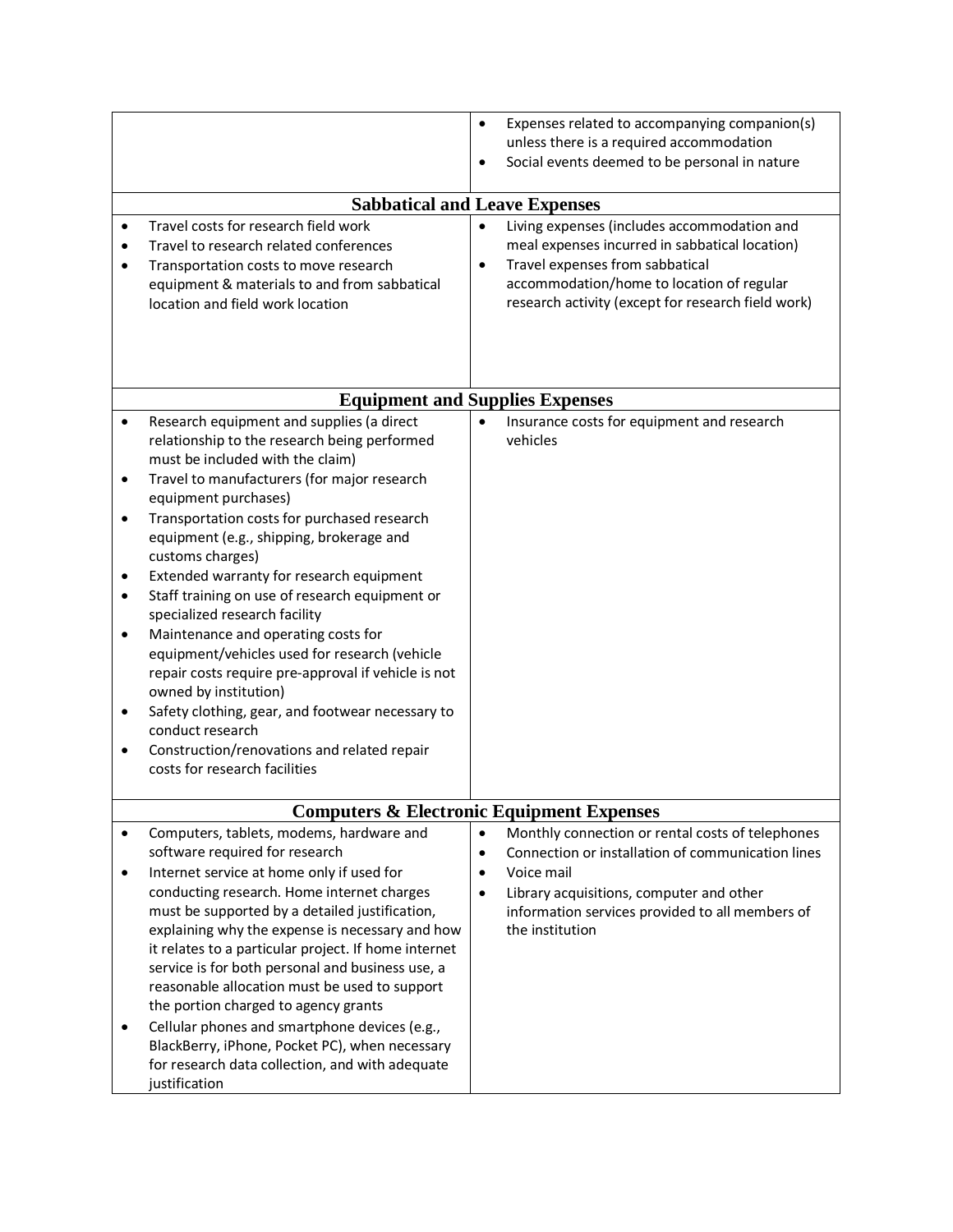| | |
|---|---|
| | • Expenses related to accompanying companion(s) unless there is a required accommodation<br>• Social events deemed to be personal in nature |
| **Sabbatical and Leave Expenses** | |
| • Travel costs for research field work<br>• Travel to research related conferences<br>• Transportation costs to move research equipment & materials to and from sabbatical location and field work location | • Living expenses (includes accommodation and meal expenses incurred in sabbatical location)<br>• Travel expenses from sabbatical accommodation/home to location of regular research activity (except for research field work) |
| **Equipment and Supplies Expenses** | |
| • Research equipment and supplies (a direct relationship to the research being performed must be included with the claim)<br>• Travel to manufacturers (for major research equipment purchases)<br>• Transportation costs for purchased research equipment (e.g., shipping, brokerage and customs charges)<br>• Extended warranty for research equipment<br>• Staff training on use of research equipment or specialized research facility<br>• Maintenance and operating costs for equipment/vehicles used for research (vehicle repair costs require pre-approval if vehicle is not owned by institution)<br>• Safety clothing, gear, and footwear necessary to conduct research<br>• Construction/renovations and related repair costs for research facilities | • Insurance costs for equipment and research vehicles |
| **Computers & Electronic Equipment Expenses** | |
| • Computers, tablets, modems, hardware and software required for research<br>• Internet service at home only if used for conducting research. Home internet charges must be supported by a detailed justification, explaining why the expense is necessary and how it relates to a particular project. If home internet service is for both personal and business use, a reasonable allocation must be used to support the portion charged to agency grants<br>• Cellular phones and smartphone devices (e.g., BlackBerry, iPhone, Pocket PC), when necessary for research data collection, and with adequate justification | • Monthly connection or rental costs of telephones<br>• Connection or installation of communication lines<br>• Voice mail<br>• Library acquisitions, computer and other information services provided to all members of the institution |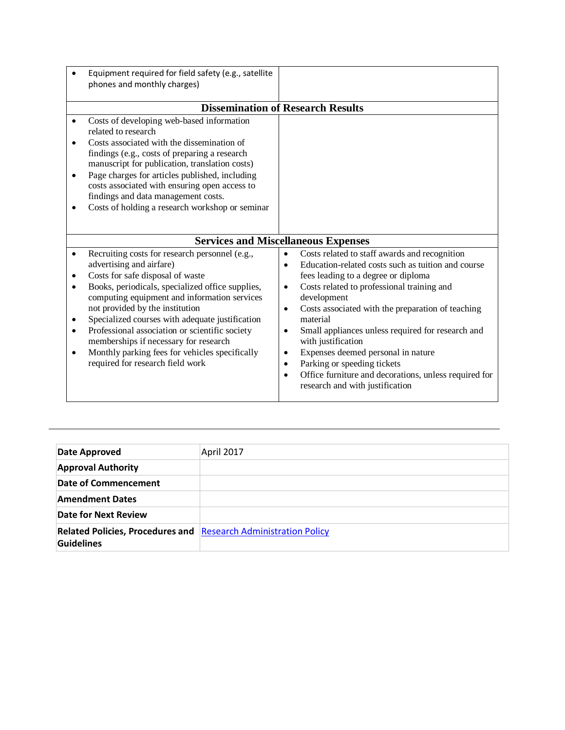| | |
|---|---|
| • Equipment required for field safety (e.g., satellite phones and monthly charges) | |
| **Dissemination of Research Results** | |
| • Costs of developing web-based information related to research<br>• Costs associated with the dissemination of findings (e.g., costs of preparing a research manuscript for publication, translation costs)<br>• Page charges for articles published, including costs associated with ensuring open access to findings and data management costs.<br>• Costs of holding a research workshop or seminar | |
| **Services and Miscellaneous Expenses** | |
| • Recruiting costs for research personnel (e.g., advertising and airfare)<br>• Costs for safe disposal of waste<br>• Books, periodicals, specialized office supplies, computing equipment and information services not provided by the institution<br>• Specialized courses with adequate justification<br>• Professional association or scientific society memberships if necessary for research<br>• Monthly parking fees for vehicles specifically required for research field work | • Costs related to staff awards and recognition<br>• Education-related costs such as tuition and course fees leading to a degree or diploma<br>• Costs related to professional training and development<br>• Costs associated with the preparation of teaching material<br>• Small appliances unless required for research and with justification<br>• Expenses deemed personal in nature<br>• Parking or speeding tickets<br>• Office furniture and decorations, unless required for research and with justification |

---

| | |
|---|---|
| **Date Approved** | April 2017 |
| **Approval Authority** | |
| **Date of Commencement** | |
| **Amendment Dates** | |
| **Date for Next Review** | |
| **Related Policies, Procedures and Guidelines** | Research Administration Policy |